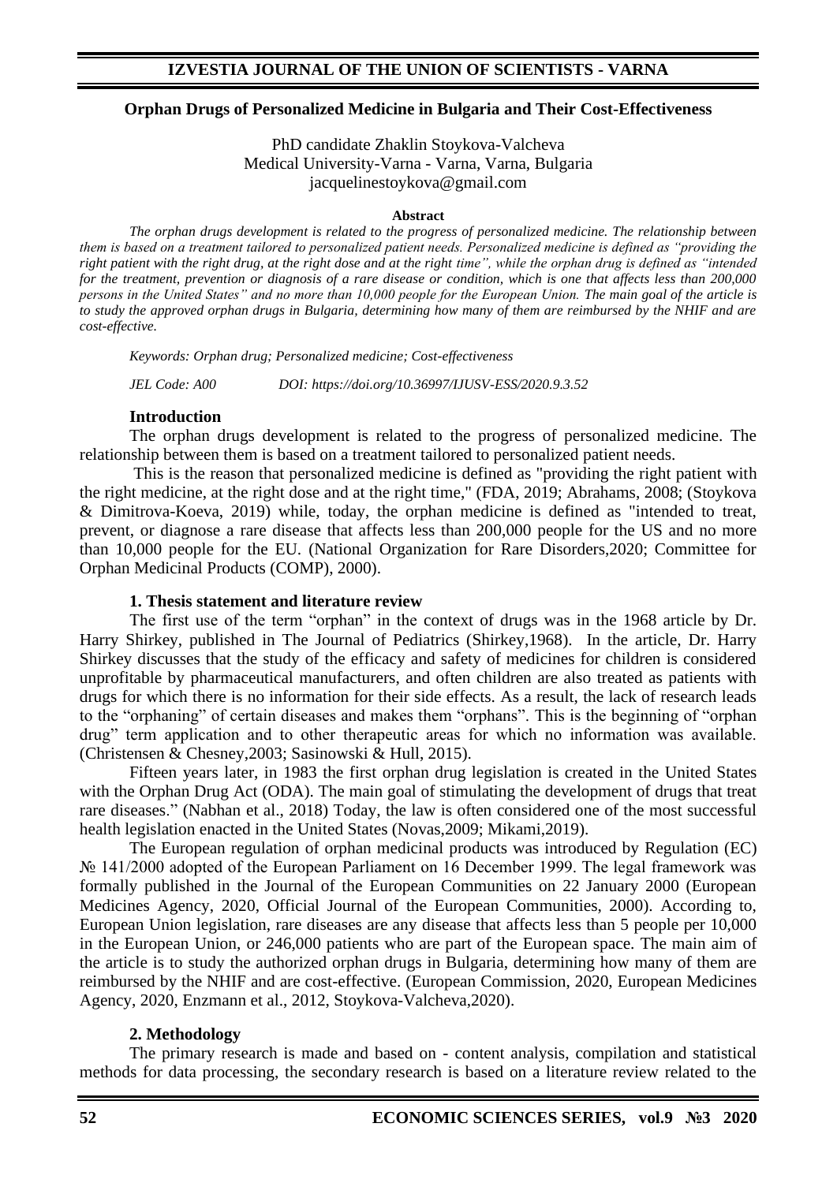**Orphan Drugs of Personalized Medicine in Bulgaria and Their Cost-Effectiveness**

PhD candidate Zhaklin Stoykova-Valcheva
Medical University-Varna - Varna, Varna, Bulgaria
jacquelinestoykova@gmail.com

**Abstract**

*The orphan drugs development is related to the progress of personalized medicine. The relationship between them is based on a treatment tailored to personalized patient needs. Personalized medicine is defined as "providing the right patient with the right drug, at the right dose and at the right time", while the orphan drug is defined as "intended for the treatment, prevention or diagnosis of a rare disease or condition, which is one that affects less than 200,000 persons in the United States" and no more than 10,000 people for the European Union. The main goal of the article is to study the approved orphan drugs in Bulgaria, determining how many of them are reimbursed by the NHIF and are cost-effective.*

*Keywords: Orphan drug; Personalized medicine; Cost-effectiveness*

*JEL Code: A00* *DOI: https://doi.org/10.36997/IJUSV-ESS/2020.9.3.52*

## Introduction

The orphan drugs development is related to the progress of personalized medicine. The relationship between them is based on a treatment tailored to personalized patient needs.

This is the reason that personalized medicine is defined as "providing the right patient with the right medicine, at the right dose and at the right time," (FDA, 2019; Abrahams, 2008; (Stoykova & Dimitrova-Koeva, 2019) while, today, the orphan medicine is defined as "intended to treat, prevent, or diagnose a rare disease that affects less than 200,000 people for the US and no more than 10,000 people for the EU. (National Organization for Rare Disorders,2020; Committee for Orphan Medicinal Products (COMP), 2000).

## 1. Thesis statement and literature review

The first use of the term "orphan" in the context of drugs was in the 1968 article by Dr. Harry Shirkey, published in The Journal of Pediatrics (Shirkey,1968). In the article, Dr. Harry Shirkey discusses that the study of the efficacy and safety of medicines for children is considered unprofitable by pharmaceutical manufacturers, and often children are also treated as patients with drugs for which there is no information for their side effects. As a result, the lack of research leads to the "orphaning" of certain diseases and makes them "orphans". This is the beginning of "orphan drug" term application and to other therapeutic areas for which no information was available. (Christensen & Chesney,2003; Sasinowski & Hull, 2015).

Fifteen years later, in 1983 the first orphan drug legislation is created in the United States with the Orphan Drug Act (ODA). The main goal of stimulating the development of drugs that treat rare diseases." (Nabhan et al., 2018) Today, the law is often considered one of the most successful health legislation enacted in the United States (Novas,2009; Mikami,2019).

The European regulation of orphan medicinal products was introduced by Regulation (EC) № 141/2000 adopted of the European Parliament on 16 December 1999. The legal framework was formally published in the Journal of the European Communities on 22 January 2000 (European Medicines Agency, 2020, Official Journal of the European Communities, 2000). According to, European Union legislation, rare diseases are any disease that affects less than 5 people per 10,000 in the European Union, or 246,000 patients who are part of the European space. The main aim of the article is to study the authorized orphan drugs in Bulgaria, determining how many of them are reimbursed by the NHIF and are cost-effective. (European Commission, 2020, European Medicines Agency, 2020, Enzmann et al., 2012, Stoykova-Valcheva,2020).

## 2. Methodology

The primary research is made and based on - content analysis, compilation and statistical methods for data processing, the secondary research is based on a literature review related to the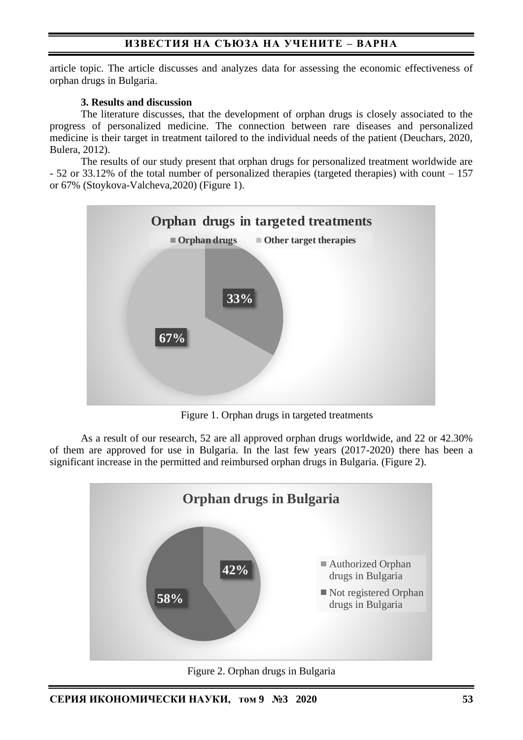article topic. The article discusses and analyzes data for assessing the economic effectiveness of orphan drugs in Bulgaria.

### 3. Results and discussion

The literature discusses, that the development of orphan drugs is closely associated to the progress of personalized medicine. The connection between rare diseases and personalized medicine is their target in treatment tailored to the individual needs of the patient (Deuchars, 2020, Bulera, 2012).

The results of our study present that orphan drugs for personalized treatment worldwide are - 52 or 33.12% of the total number of personalized therapies (targeted therapies) with count – 157 or 67% (Stoykova-Valcheva,2020) (Figure 1).

Figure 1. Orphan drugs in targeted treatments

As a result of our research, 52 are all approved orphan drugs worldwide, and 22 or 42.30% of them are approved for use in Bulgaria. In the last few years (2017-2020) there has been a significant increase in the permitted and reimbursed orphan drugs in Bulgaria. (Figure 2).

Figure 2. Orphan drugs in Bulgaria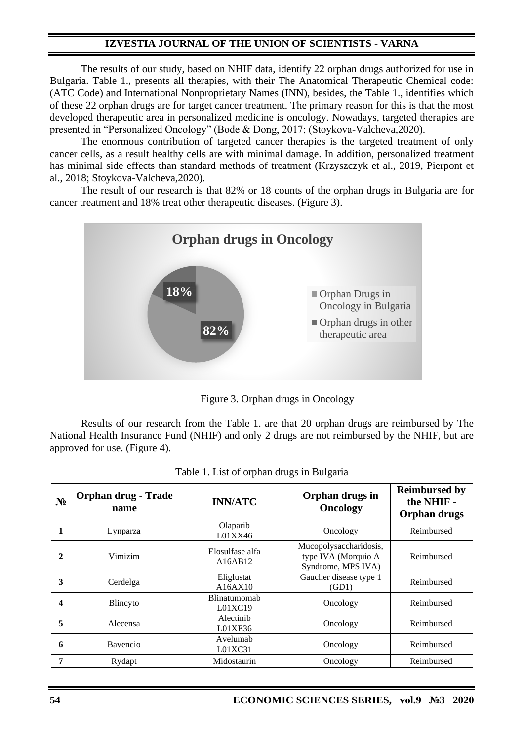The results of our study, based on NHIF data, identify 22 orphan drugs authorized for use in Bulgaria. Table 1., presents all therapies, with their The Anatomical Therapeutic Chemical code: (ATC Code) and International Nonproprietary Names (INN), besides, the Table 1., identifies which of these 22 orphan drugs are for target cancer treatment. The primary reason for this is that the most developed therapeutic area in personalized medicine is oncology. Nowadays, targeted therapies are presented in "Personalized Oncology" (Bode & Dong, 2017; (Stoykova-Valcheva,2020).

The enormous contribution of targeted cancer therapies is the targeted treatment of only cancer cells, as a result healthy cells are with minimal damage. In addition, personalized treatment has minimal side effects than standard methods of treatment (Krzyszczyk et al., 2019, Pierpont et al., 2018; Stoykova-Valcheva,2020).

The result of our research is that 82% or 18 counts of the orphan drugs in Bulgaria are for cancer treatment and 18% treat other therapeutic diseases. (Figure 3).

**Orphan drugs in Oncology**

- Orphan Drugs in Oncology in Bulgaria: 82%
- Orphan drugs in other therapeutic area: 18%

Figure 3. Orphan drugs in Oncology

Results of our research from the Table 1. are that 20 orphan drugs are reimbursed by The National Health Insurance Fund (NHIF) and only 2 drugs are not reimbursed by the NHIF, but are approved for use. (Figure 4).

Table 1. List of orphan drugs in Bulgaria

| № | Orphan drug - Trade name | INN/ATC | Orphan drugs in Oncology | Reimbursed by the NHIF - Orphan drugs |
|---|---|---|---|---|
| 1 | Lynparza | Olaparib L01XX46 | Oncology | Reimbursed |
| 2 | Vimizim | Elosulfase alfa A16AB12 | Mucopolysaccharidosis, type IVA (Morquio A Syndrome, MPS IVA) | Reimbursed |
| 3 | Cerdelga | Eliglustat A16AX10 | Gaucher disease type 1 (GD1) | Reimbursed |
| 4 | Blincyto | Blinatumomab L01XC19 | Oncology | Reimbursed |
| 5 | Alecensa | Alectinib L01XE36 | Oncology | Reimbursed |
| 6 | Bavencio | Avelumab L01XC31 | Oncology | Reimbursed |
| 7 | Rydapt | Midostaurin | Oncology | Reimbursed |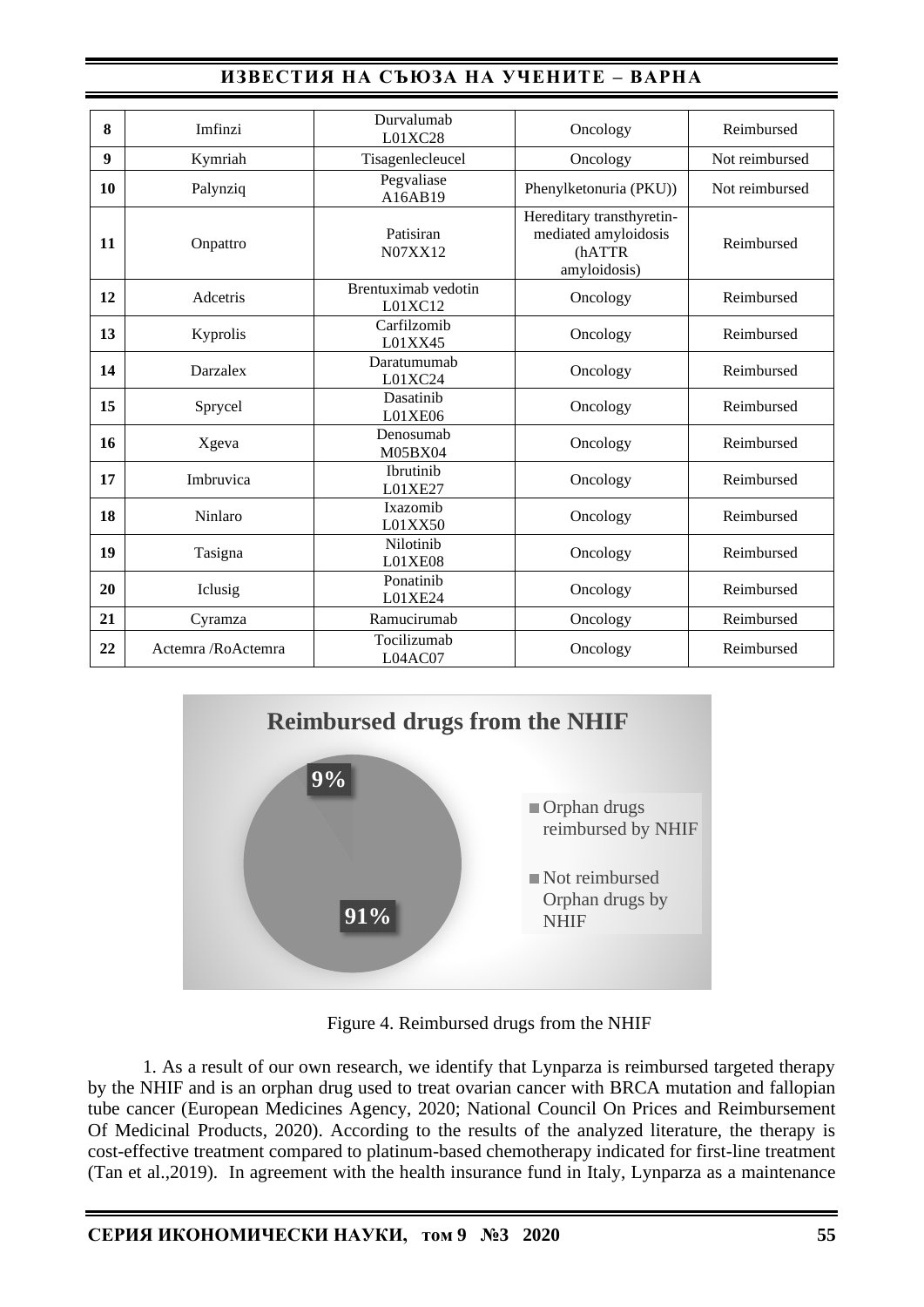| | | | | |
|---|---|---|---|---|
| **8** | Imfinzi | Durvalumab L01XC28 | Oncology | Reimbursed |
| **9** | Kymriah | Tisagenlecleucel | Oncology | Not reimbursed |
| **10** | Palynziq | Pegvaliase A16AB19 | Phenylketonuria (PKU)) | Not reimbursed |
| **11** | Onpattro | Patisiran N07XX12 | Hereditary transthyretin-mediated amyloidosis (hATTR amyloidosis) | Reimbursed |
| **12** | Adcetris | Brentuximab vedotin L01XC12 | Oncology | Reimbursed |
| **13** | Kyprolis | Carfilzomib L01XX45 | Oncology | Reimbursed |
| **14** | Darzalex | Daratumumab L01XC24 | Oncology | Reimbursed |
| **15** | Sprycel | Dasatinib L01XE06 | Oncology | Reimbursed |
| **16** | Xgeva | Denosumab M05BX04 | Oncology | Reimbursed |
| **17** | Imbruvica | Ibrutinib L01XE27 | Oncology | Reimbursed |
| **18** | Ninlaro | Ixazomib L01XX50 | Oncology | Reimbursed |
| **19** | Tasigna | Nilotinib L01XE08 | Oncology | Reimbursed |
| **20** | Iclusig | Ponatinib L01XE24 | Oncology | Reimbursed |
| **21** | Cyramza | Ramucirumab | Oncology | Reimbursed |
| **22** | Actemra /RoActemra | Tocilizumab L04AC07 | Oncology | Reimbursed |

Figure 4. Reimbursed drugs from the NHIF

1. As a result of our own research, we identify that Lynparza is reimbursed targeted therapy by the NHIF and is an orphan drug used to treat ovarian cancer with BRCA mutation and fallopian tube cancer (European Medicines Agency, 2020; National Council On Prices and Reimbursement Of Medicinal Products, 2020). According to the results of the analyzed literature, the therapy is cost-effective treatment compared to platinum-based chemotherapy indicated for first-line treatment (Tan et al.,2019). In agreement with the health insurance fund in Italy, Lynparza as a maintenance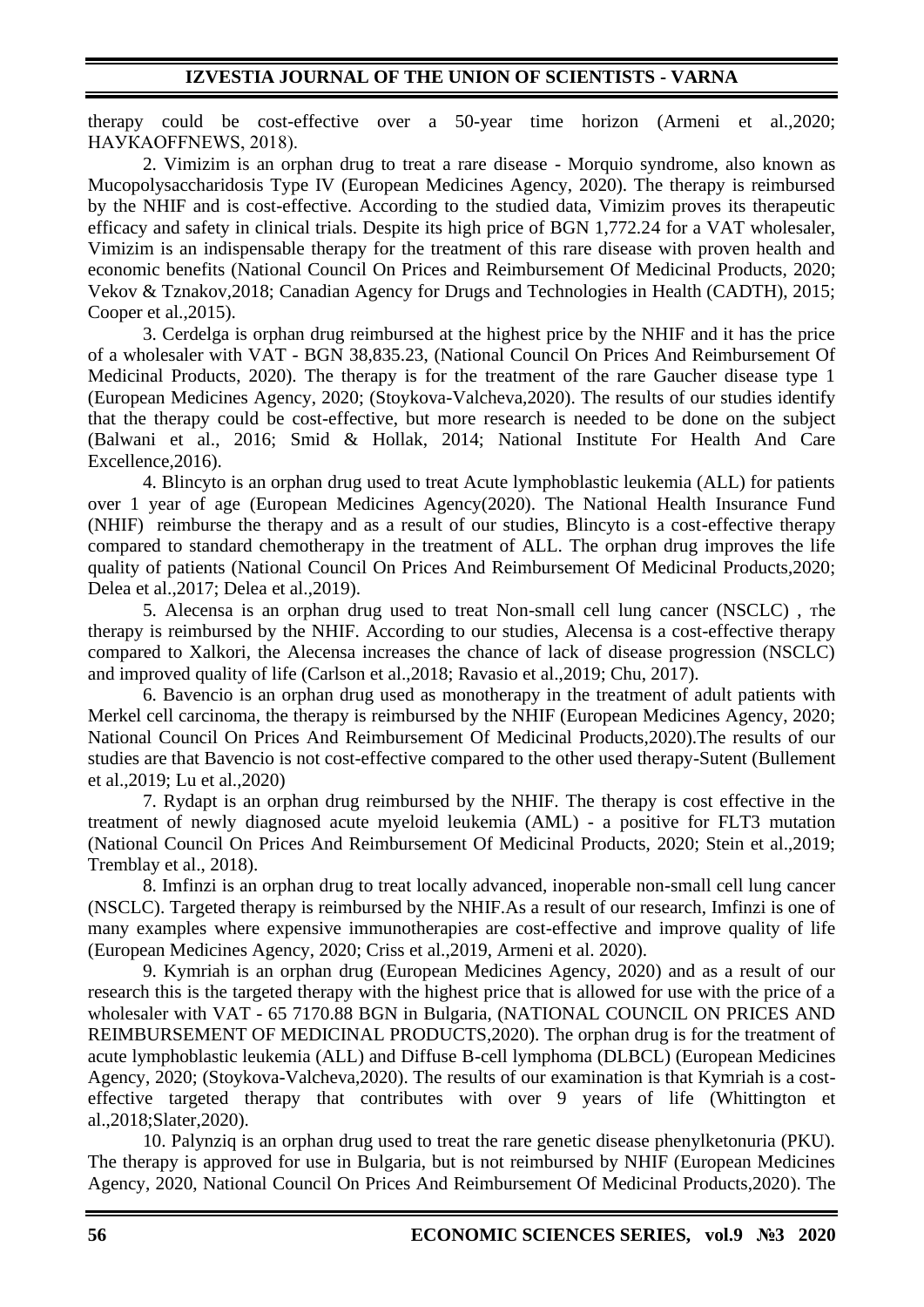therapy could be cost-effective over a 50-year time horizon (Armeni et al.,2020; НАУКАOFFNEWS, 2018).

2. Vimizim is an orphan drug to treat a rare disease - Morquio syndrome, also known as Mucopolysaccharidosis Type IV (European Medicines Agency, 2020). The therapy is reimbursed by the NHIF and is cost-effective. According to the studied data, Vimizim proves its therapeutic efficacy and safety in clinical trials. Despite its high price of BGN 1,772.24 for a VAT wholesaler, Vimizim is an indispensable therapy for the treatment of this rare disease with proven health and economic benefits (National Council On Prices and Reimbursement Of Medicinal Products, 2020; Vekov & Tznakov,2018; Canadian Agency for Drugs and Technologies in Health (CADTH), 2015; Cooper et al.,2015).

3. Cerdelga is orphan drug reimbursed at the highest price by the NHIF and it has the price of a wholesaler with VAT - BGN 38,835.23, (National Council On Prices And Reimbursement Of Medicinal Products, 2020). The therapy is for the treatment of the rare Gaucher disease type 1 (European Medicines Agency, 2020; (Stoykova-Valcheva,2020). The results of our studies identify that the therapy could be cost-effective, but more research is needed to be done on the subject (Balwani et al., 2016; Smid & Hollak, 2014; National Institute For Health And Care Excellence,2016).

4. Blincyto is an orphan drug used to treat Acute lymphoblastic leukemia (ALL) for patients over 1 year of age (European Medicines Agency(2020). The National Health Insurance Fund (NHIF) reimburse the therapy and as a result of our studies, Blincyto is a cost-effective therapy compared to standard chemotherapy in the treatment of ALL. The orphan drug improves the life quality of patients (National Council On Prices And Reimbursement Of Medicinal Products,2020; Delea et al.,2017; Delea et al.,2019).

5. Alecensa is an orphan drug used to treat Non-small cell lung cancer (NSCLC) , тhe therapy is reimbursed by the NHIF. According to our studies, Alecensa is a cost-effective therapy compared to Xalkori, the Alecensa increases the chance of lack of disease progression (NSCLC) and improved quality of life (Carlson et al.,2018; Ravasio et al.,2019; Chu, 2017).

6. Bavencio is an orphan drug used as monotherapy in the treatment of adult patients with Merkel cell carcinoma, the therapy is reimbursed by the NHIF (European Medicines Agency, 2020; National Council On Prices And Reimbursement Of Medicinal Products,2020).The results of our studies are that Bavencio is not cost-effective compared to the other used therapy-Sutent (Bullement et al.,2019; Lu et al.,2020)

7. Rydapt is an orphan drug reimbursed by the NHIF. The therapy is cost effective in the treatment of newly diagnosed acute myeloid leukemia (AML) - a positive for FLT3 mutation (National Council On Prices And Reimbursement Of Medicinal Products, 2020; Stein et al.,2019; Tremblay et al., 2018).

8. Imfinzi is an orphan drug to treat locally advanced, inoperable non-small cell lung cancer (NSCLC). Targeted therapy is reimbursed by the NHIF.As a result of our research, Imfinzi is one of many examples where expensive immunotherapies are cost-effective and improve quality of life (European Medicines Agency, 2020; Criss et al.,2019, Armeni et al. 2020).

9. Kymriah is an orphan drug (European Medicines Agency, 2020) and as a result of our research this is the targeted therapy with the highest price that is allowed for use with the price of a wholesaler with VAT - 65 7170.88 BGN in Bulgaria, (NATIONAL COUNCIL ON PRICES AND REIMBURSEMENT OF MEDICINAL PRODUCTS,2020). The orphan drug is for the treatment of acute lymphoblastic leukemia (ALL) and Diffuse B-cell lymphoma (DLBCL) (European Medicines Agency, 2020; (Stoykova-Valcheva,2020). The results of our examination is that Kymriah is a cost-effective targeted therapy that contributes with over 9 years of life (Whittington et al.,2018;Slater,2020).

10. Palynziq is an orphan drug used to treat the rare genetic disease phenylketonuria (PKU). The therapy is approved for use in Bulgaria, but is not reimbursed by NHIF (European Medicines Agency, 2020, National Council On Prices And Reimbursement Of Medicinal Products,2020). The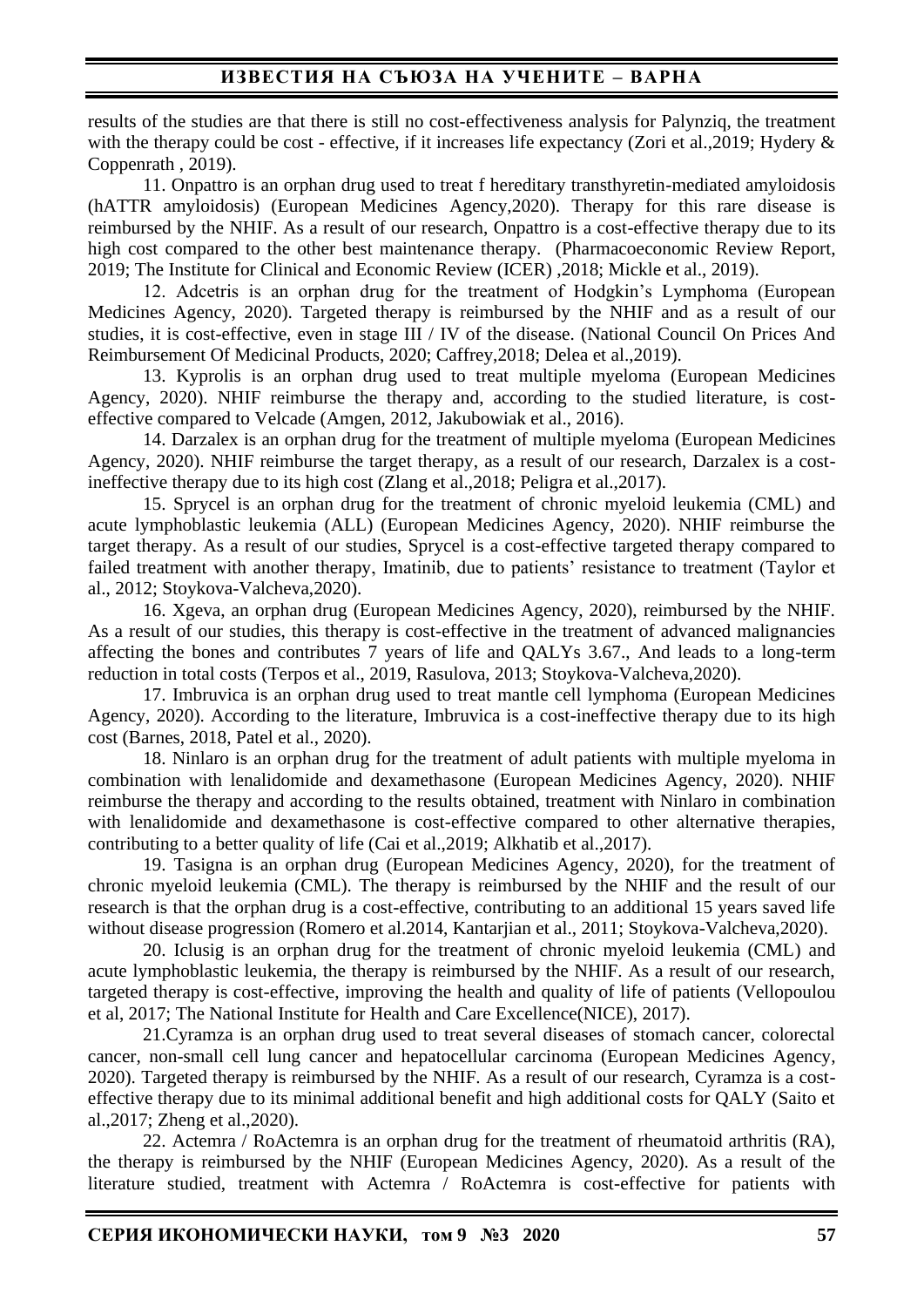results of the studies are that there is still no cost-effectiveness analysis for Palynziq, the treatment with the therapy could be cost - effective, if it increases life expectancy (Zori et al.,2019; Hydery & Coppenrath , 2019).

11. Onpattro is an orphan drug used to treat f hereditary transthyretin-mediated amyloidosis (hATTR amyloidosis) (European Medicines Agency,2020). Therapy for this rare disease is reimbursed by the NHIF. As a result of our research, Onpattro is a cost-effective therapy due to its high cost compared to the other best maintenance therapy. (Pharmacoeconomic Review Report, 2019; The Institute for Clinical and Economic Review (ICER) ,2018; Mickle et al., 2019).

12. Adcetris is an orphan drug for the treatment of Hodgkin's Lymphoma (European Medicines Agency, 2020). Targeted therapy is reimbursed by the NHIF and as a result of our studies, it is cost-effective, even in stage III / IV of the disease. (National Council On Prices And Reimbursement Of Medicinal Products, 2020; Caffrey,2018; Delea et al.,2019).

13. Kyprolis is an orphan drug used to treat multiple myeloma (European Medicines Agency, 2020). NHIF reimburse the therapy and, according to the studied literature, is cost-effective compared to Velcade (Amgen, 2012, Jakubowiak et al., 2016).

14. Darzalex is an orphan drug for the treatment of multiple myeloma (European Medicines Agency, 2020). NHIF reimburse the target therapy, as a result of our research, Darzalex is a cost-ineffective therapy due to its high cost (Zlang et al.,2018; Peligra et al.,2017).

15. Sprycel is an orphan drug for the treatment of chronic myeloid leukemia (CML) and acute lymphoblastic leukemia (ALL) (European Medicines Agency, 2020). NHIF reimburse the target therapy. As a result of our studies, Sprycel is a cost-effective targeted therapy compared to failed treatment with another therapy, Imatinib, due to patients' resistance to treatment (Taylor et al., 2012; Stoykova-Valcheva,2020).

16. Xgeva, an orphan drug (European Medicines Agency, 2020), reimbursed by the NHIF. As a result of our studies, this therapy is cost-effective in the treatment of advanced malignancies affecting the bones and contributes 7 years of life and QALYs 3.67., And leads to a long-term reduction in total costs (Terpos et al., 2019, Rasulova, 2013; Stoykova-Valcheva,2020).

17. Imbruvica is an orphan drug used to treat mantle cell lymphoma (European Medicines Agency, 2020). According to the literature, Imbruvica is a cost-ineffective therapy due to its high cost (Barnes, 2018, Patel et al., 2020).

18. Ninlaro is an orphan drug for the treatment of adult patients with multiple myeloma in combination with lenalidomide and dexamethasone (European Medicines Agency, 2020). NHIF reimburse the therapy and according to the results obtained, treatment with Ninlaro in combination with lenalidomide and dexamethasone is cost-effective compared to other alternative therapies, contributing to a better quality of life (Cai et al.,2019; Alkhatib et al.,2017).

19. Tasigna is an orphan drug (European Medicines Agency, 2020), for the treatment of chronic myeloid leukemia (CML). The therapy is reimbursed by the NHIF and the result of our research is that the orphan drug is a cost-effective, contributing to an additional 15 years saved life without disease progression (Romero et al.2014, Kantarjian et al., 2011; Stoykova-Valcheva,2020).

20. Iclusig is an orphan drug for the treatment of chronic myeloid leukemia (CML) and acute lymphoblastic leukemia, the therapy is reimbursed by the NHIF. As a result of our research, targeted therapy is cost-effective, improving the health and quality of life of patients (Vellopoulou et al, 2017; The National Institute for Health and Care Excellence(NICE), 2017).

21.Cyramza is an orphan drug used to treat several diseases of stomach cancer, colorectal cancer, non-small cell lung cancer and hepatocellular carcinoma (European Medicines Agency, 2020). Targeted therapy is reimbursed by the NHIF. As a result of our research, Cyramza is a cost-effective therapy due to its minimal additional benefit and high additional costs for QALY (Saito et al.,2017; Zheng et al.,2020).

22. Actemra / RoActemra is an orphan drug for the treatment of rheumatoid arthritis (RA), the therapy is reimbursed by the NHIF (European Medicines Agency, 2020). As a result of the literature studied, treatment with Actemra / RoActemra is cost-effective for patients with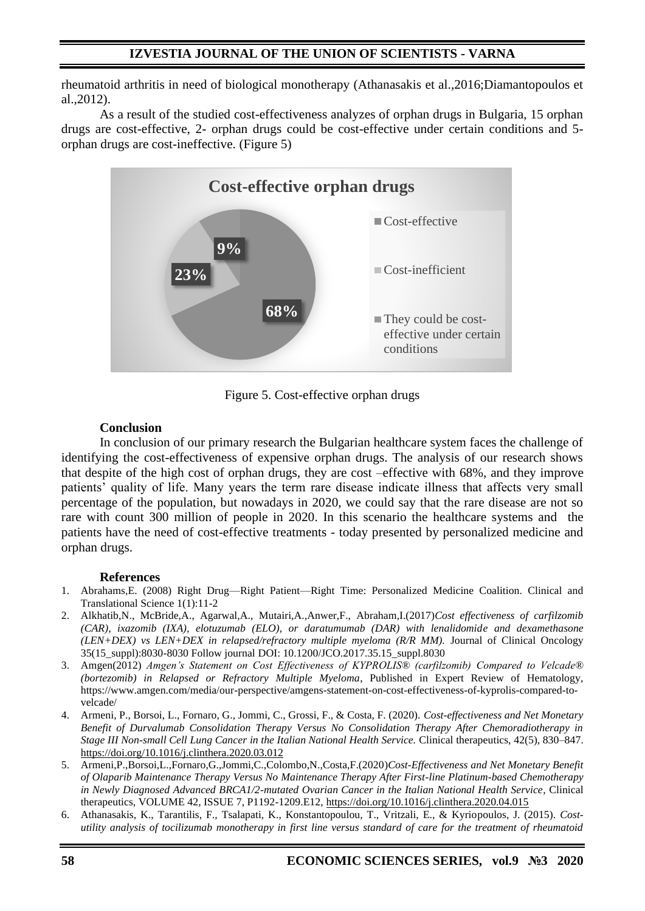rheumatoid arthritis in need of biological monotherapy (Athanasakis et al.,2016;Diamantopoulos et al.,2012).

As a result of the studied cost-effectiveness analyzes of orphan drugs in Bulgaria, 15 orphan drugs are cost-effective, 2- orphan drugs could be cost-effective under certain conditions and 5-orphan drugs are cost-ineffective. (Figure 5)

**Cost-effective orphan drugs**

- Cost-effective: 68%
- Cost-inefficient: 23%
- They could be cost-effective under certain conditions: 9%

Figure 5. Cost-effective orphan drugs

### Conclusion

In conclusion of our primary research the Bulgarian healthcare system faces the challenge of identifying the cost-effectiveness of expensive orphan drugs. The analysis of our research shows that despite of the high cost of orphan drugs, they are cost –effective with 68%, and they improve patients' quality of life. Many years the term rare disease indicate illness that affects very small percentage of the population, but nowadays in 2020, we could say that the rare disease are not so rare with count 300 million of people in 2020. In this scenario the healthcare systems and the patients have the need of cost-effective treatments - today presented by personalized medicine and orphan drugs.

### References

1. Abrahams,E. (2008) Right Drug—Right Patient—Right Time: Personalized Medicine Coalition. Clinical and Translational Science 1(1):11-2
2. Alkhatib,N., McBride,A., Agarwal,A., Mutairi,A.,Anwer,F., Abraham,I.(2017)*Cost effectiveness of carfilzomib (CAR), ixazomib (IXA), elotuzumab (ELO), or daratumumab (DAR) with lenalidomide and dexamethasone (LEN+DEX) vs LEN+DEX in relapsed/refractory multiple myeloma (R/R MM).* Journal of Clinical Oncology 35(15_suppl):8030-8030 Follow journal DOI: 10.1200/JCO.2017.35.15_suppl.8030
3. Amgen(2012) *Amgen's Statement on Cost Effectiveness of KYPROLIS® (carfilzomib) Compared to Velcade® (bortezomib) in Relapsed or Refractory Multiple Myeloma*, Published in Expert Review of Hematology, https://www.amgen.com/media/our-perspective/amgens-statement-on-cost-effectiveness-of-kyprolis-compared-to-velcade/
4. Armeni, P., Borsoi, L., Fornaro, G., Jommi, C., Grossi, F., & Costa, F. (2020). *Cost-effectiveness and Net Monetary Benefit of Durvalumab Consolidation Therapy Versus No Consolidation Therapy After Chemoradiotherapy in Stage III Non-small Cell Lung Cancer in the Italian National Health Service.* Clinical therapeutics, 42(5), 830–847. https://doi.org/10.1016/j.clinthera.2020.03.012
5. Armeni,P.,Borsoi,L.,Fornaro,G.,Jommi,C.,Colombo,N.,Costa,F.(2020)*Cost-Effectiveness and Net Monetary Benefit of Olaparib Maintenance Therapy Versus No Maintenance Therapy After First-line Platinum-based Chemotherapy in Newly Diagnosed Advanced BRCA1/2-mutated Ovarian Cancer in the Italian National Health Service*, Clinical therapeutics, VOLUME 42, ISSUE 7, P1192-1209.E12, https://doi.org/10.1016/j.clinthera.2020.04.015
6. Athanasakis, K., Tarantilis, F., Tsalapati, K., Konstantopoulou, T., Vritzali, E., & Kyriopoulos, J. (2015). *Cost-utility analysis of tocilizumab monotherapy in first line versus standard of care for the treatment of rheumatoid*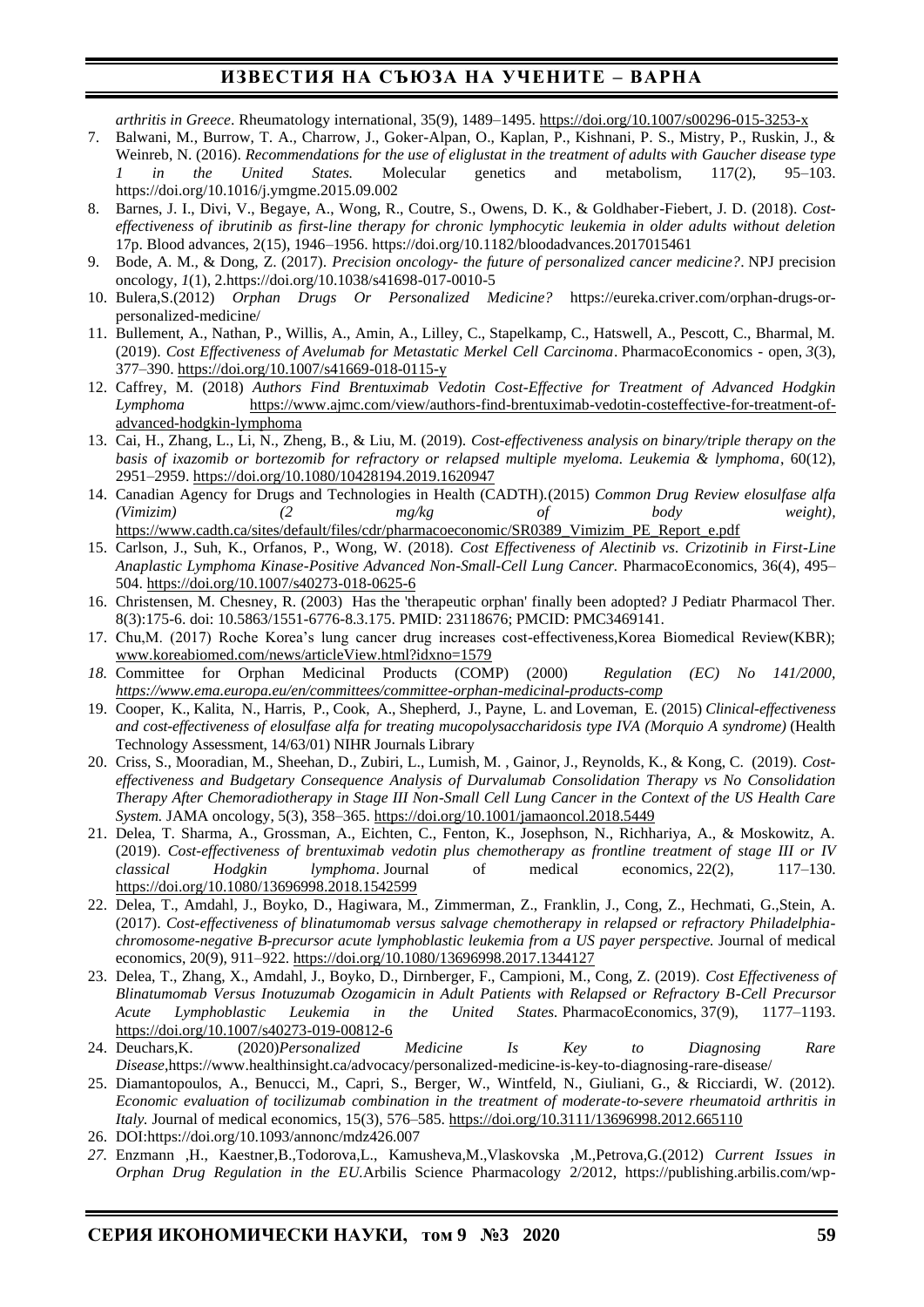*arthritis in Greece*. Rheumatology international, 35(9), 1489–1495. https://doi.org/10.1007/s00296-015-3253-x

7. Balwani, M., Burrow, T. A., Charrow, J., Goker-Alpan, O., Kaplan, P., Kishnani, P. S., Mistry, P., Ruskin, J., & Weinreb, N. (2016). *Recommendations for the use of eliglustat in the treatment of adults with Gaucher disease type 1 in the United States.* Molecular genetics and metabolism, 117(2), 95–103. https://doi.org/10.1016/j.ymgme.2015.09.002
8. Barnes, J. I., Divi, V., Begaye, A., Wong, R., Coutre, S., Owens, D. K., & Goldhaber-Fiebert, J. D. (2018). *Cost-effectiveness of ibrutinib as first-line therapy for chronic lymphocytic leukemia in older adults without deletion* 17p. Blood advances, 2(15), 1946–1956. https://doi.org/10.1182/bloodadvances.2017015461
9. Bode, A. M., & Dong, Z. (2017). *Precision oncology- the future of personalized cancer medicine?*. NPJ precision oncology, *1*(1), 2.https://doi.org/10.1038/s41698-017-0010-5
10. Bulera,S.(2012) *Orphan Drugs Or Personalized Medicine?* https://eureka.criver.com/orphan-drugs-or-personalized-medicine/
11. Bullement, A., Nathan, P., Willis, A., Amin, A., Lilley, C., Stapelkamp, C., Hatswell, A., Pescott, C., Bharmal, M. (2019). *Cost Effectiveness of Avelumab for Metastatic Merkel Cell Carcinoma*. PharmacoEconomics - open, *3*(3), 377–390. https://doi.org/10.1007/s41669-018-0115-y
12. Caffrey, M. (2018) *Authors Find Brentuximab Vedotin Cost-Effective for Treatment of Advanced Hodgkin Lymphoma* https://www.ajmc.com/view/authors-find-brentuximab-vedotin-costeffective-for-treatment-of-advanced-hodgkin-lymphoma
13. Cai, H., Zhang, L., Li, N., Zheng, B., & Liu, M. (2019). *Cost-effectiveness analysis on binary/triple therapy on the basis of ixazomib or bortezomib for refractory or relapsed multiple myeloma. Leukemia & lymphoma*, 60(12), 2951–2959. https://doi.org/10.1080/10428194.2019.1620947
14. Canadian Agency for Drugs and Technologies in Health (CADTH).(2015) *Common Drug Review elosulfase alfa (Vimizim) (2 mg/kg of body weight)*, https://www.cadth.ca/sites/default/files/cdr/pharmacoeconomic/SR0389_Vimizim_PE_Report_e.pdf
15. Carlson, J., Suh, K., Orfanos, P., Wong, W. (2018). *Cost Effectiveness of Alectinib vs. Crizotinib in First-Line Anaplastic Lymphoma Kinase-Positive Advanced Non-Small-Cell Lung Cancer.* PharmacoEconomics, 36(4), 495–504. https://doi.org/10.1007/s40273-018-0625-6
16. Christensen, M. Chesney, R. (2003) Has the 'therapeutic orphan' finally been adopted? J Pediatr Pharmacol Ther. 8(3):175-6. doi: 10.5863/1551-6776-8.3.175. PMID: 23118676; PMCID: PMC3469141.
17. Chu,M. (2017) Roche Korea's lung cancer drug increases cost-effectiveness,Korea Biomedical Review(KBR); www.koreabiomed.com/news/articleView.html?idxno=1579
18. Committee for Orphan Medicinal Products (COMP) (2000) *Regulation (EC) No 141/2000, https://www.ema.europa.eu/en/committees/committee-orphan-medicinal-products-comp*
19. Cooper, K., Kalita, N., Harris, P., Cook, A., Shepherd, J., Payne, L. and Loveman, E. (2015) *Clinical-effectiveness and cost-effectiveness of elosulfase alfa for treating mucopolysaccharidosis type IVA (Morquio A syndrome)* (Health Technology Assessment, 14/63/01) NIHR Journals Library
20. Criss, S., Mooradian, M., Sheehan, D., Zubiri, L., Lumish, M. , Gainor, J., Reynolds, K., & Kong, C. (2019). *Cost-effectiveness and Budgetary Consequence Analysis of Durvalumab Consolidation Therapy vs No Consolidation Therapy After Chemoradiotherapy in Stage III Non-Small Cell Lung Cancer in the Context of the US Health Care System.* JAMA oncology, 5(3), 358–365. https://doi.org/10.1001/jamaoncol.2018.5449
21. Delea, T. Sharma, A., Grossman, A., Eichten, C., Fenton, K., Josephson, N., Richhariya, A., & Moskowitz, A. (2019). *Cost-effectiveness of brentuximab vedotin plus chemotherapy as frontline treatment of stage III or IV classical Hodgkin lymphoma*. Journal of medical economics, 22(2), 117–130. https://doi.org/10.1080/13696998.2018.1542599
22. Delea, T., Amdahl, J., Boyko, D., Hagiwara, M., Zimmerman, Z., Franklin, J., Cong, Z., Hechmati, G.,Stein, A. (2017). *Cost-effectiveness of blinatumomab versus salvage chemotherapy in relapsed or refractory Philadelphia-chromosome-negative B-precursor acute lymphoblastic leukemia from a US payer perspective.* Journal of medical economics, 20(9), 911–922. https://doi.org/10.1080/13696998.2017.1344127
23. Delea, T., Zhang, X., Amdahl, J., Boyko, D., Dirnberger, F., Campioni, M., Cong, Z. (2019). *Cost Effectiveness of Blinatumomab Versus Inotuzumab Ozogamicin in Adult Patients with Relapsed or Refractory B-Cell Precursor Acute Lymphoblastic Leukemia in the United States.* PharmacoEconomics, 37(9), 1177–1193. https://doi.org/10.1007/s40273-019-00812-6
24. Deuchars,K. (2020)*Personalized Medicine Is Key to Diagnosing Rare Disease*,https://www.healthinsight.ca/advocacy/personalized-medicine-is-key-to-diagnosing-rare-disease/
25. Diamantopoulos, A., Benucci, M., Capri, S., Berger, W., Wintfeld, N., Giuliani, G., & Ricciardi, W. (2012). *Economic evaluation of tocilizumab combination in the treatment of moderate-to-severe rheumatoid arthritis in Italy.* Journal of medical economics, 15(3), 576–585. https://doi.org/10.3111/13696998.2012.665110
26. DOI:https://doi.org/10.1093/annonc/mdz426.007
27. Enzmann ,H., Kaestner,B.,Todorova,L., Kamusheva,M.,Vlaskovska ,M.,Petrova,G.(2012) *Current Issues in Orphan Drug Regulation in the EU.*Arbilis Science Pharmacology 2/2012, https://publishing.arbilis.com/wp-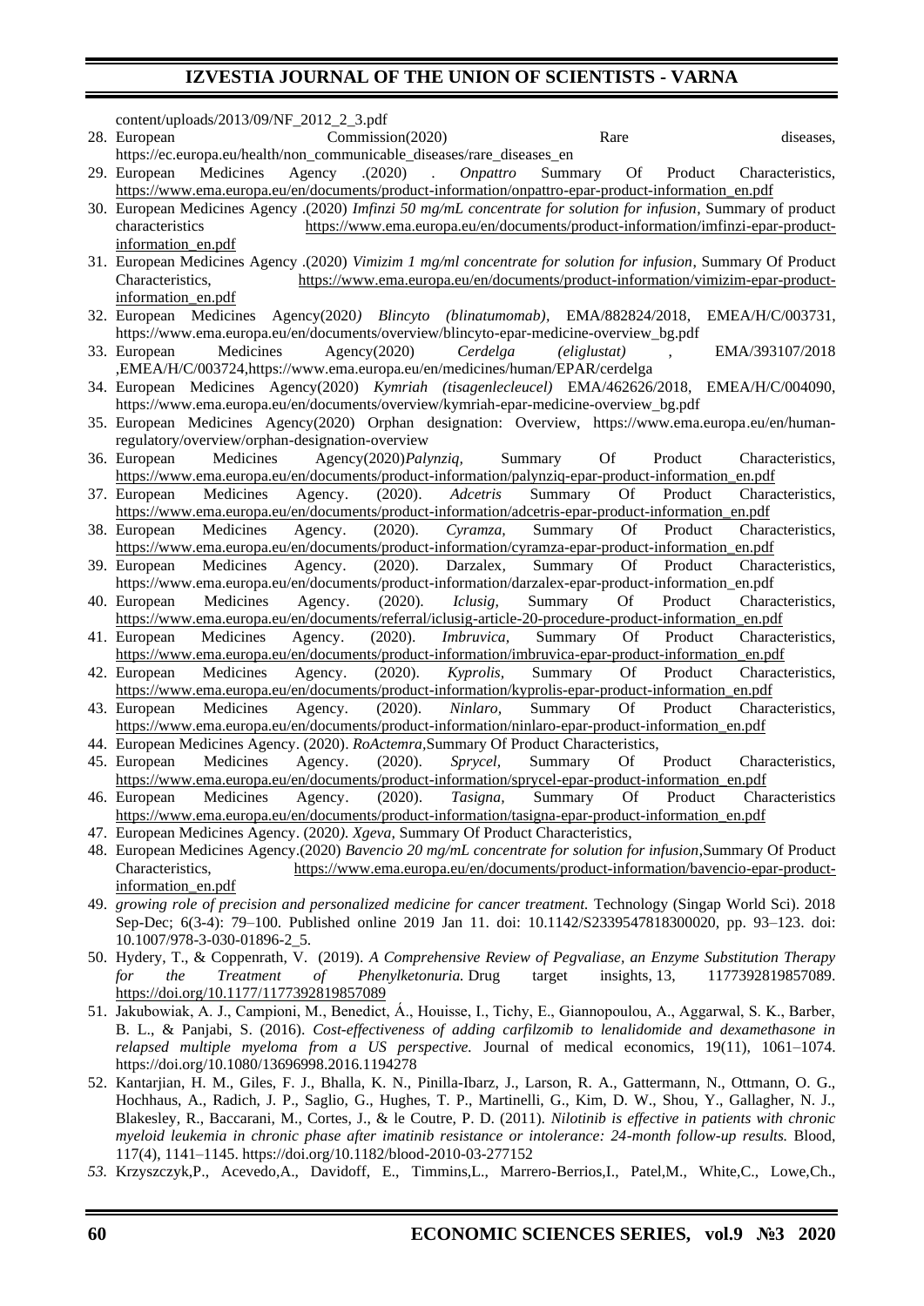content/uploads/2013/09/NF_2012_2_3.pdf

28. European Commission(2020) Rare diseases, https://ec.europa.eu/health/non_communicable_diseases/rare_diseases_en
29. European Medicines Agency .(2020) . *Onpattro* Summary Of Product Characteristics, https://www.ema.europa.eu/en/documents/product-information/onpattro-epar-product-information_en.pdf
30. European Medicines Agency .(2020) *Imfinzi 50 mg/mL concentrate for solution for infusion*, Summary of product characteristics https://www.ema.europa.eu/en/documents/product-information/imfinzi-epar-product-information_en.pdf
31. European Medicines Agency .(2020) *Vimizim 1 mg/ml concentrate for solution for infusion*, Summary Of Product Characteristics, https://www.ema.europa.eu/en/documents/product-information/vimizim-epar-product-information_en.pdf
32. European Medicines Agency(2020*) Blincyto (blinatumomab)*, EMA/882824/2018, EMEA/H/C/003731, https://www.ema.europa.eu/en/documents/overview/blincyto-epar-medicine-overview_bg.pdf
33. European Medicines Agency(2020) *Cerdelga (eliglustat)* , EMA/393107/2018 ,EMEA/H/C/003724,https://www.ema.europa.eu/en/medicines/human/EPAR/cerdelga
34. European Medicines Agency(2020) *Kymriah (tisagenlecleucel)* EMA/462626/2018, EMEA/H/C/004090, https://www.ema.europa.eu/en/documents/overview/kymriah-epar-medicine-overview_bg.pdf
35. European Medicines Agency(2020) Orphan designation: Overview, https://www.ema.europa.eu/en/human-regulatory/overview/orphan-designation-overview
36. European Medicines Agency(2020)*Palynziq,* Summary Of Product Characteristics, https://www.ema.europa.eu/en/documents/product-information/palynziq-epar-product-information_en.pdf
37. European Medicines Agency. (2020). *Adcetris* Summary Of Product Characteristics, https://www.ema.europa.eu/en/documents/product-information/adcetris-epar-product-information_en.pdf
38. European Medicines Agency. (2020). *Cyramza,* Summary Of Product Characteristics, https://www.ema.europa.eu/en/documents/product-information/cyramza-epar-product-information_en.pdf
39. European Medicines Agency. (2020). Darzalex, Summary Of Product Characteristics, https://www.ema.europa.eu/en/documents/product-information/darzalex-epar-product-information_en.pdf
40. European Medicines Agency. (2020). *Iclusig,* Summary Of Product Characteristics, https://www.ema.europa.eu/en/documents/referral/iclusig-article-20-procedure-product-information_en.pdf
41. European Medicines Agency. (2020). *Imbruvica,* Summary Of Product Characteristics, https://www.ema.europa.eu/en/documents/product-information/imbruvica-epar-product-information_en.pdf
42. European Medicines Agency. (2020). *Kyprolis,* Summary Of Product Characteristics, https://www.ema.europa.eu/en/documents/product-information/kyprolis-epar-product-information_en.pdf
43. European Medicines Agency. (2020). *Ninlaro,* Summary Of Product Characteristics, https://www.ema.europa.eu/en/documents/product-information/ninlaro-epar-product-information_en.pdf
44. European Medicines Agency. (2020). *RoActemra,*Summary Of Product Characteristics,
45. European Medicines Agency. (2020). *Sprycel,* Summary Of Product Characteristics, https://www.ema.europa.eu/en/documents/product-information/sprycel-epar-product-information_en.pdf
46. European Medicines Agency. (2020). *Tasigna,* Summary Of Product Characteristics https://www.ema.europa.eu/en/documents/product-information/tasigna-epar-product-information_en.pdf
47. European Medicines Agency. (2020*). Xgeva,* Summary Of Product Characteristics,
48. European Medicines Agency.(2020) *Bavencio 20 mg/mL concentrate for solution for infusion*,Summary Of Product Characteristics, https://www.ema.europa.eu/en/documents/product-information/bavencio-epar-product-information_en.pdf
49. *growing role of precision and personalized medicine for cancer treatment.* Technology (Singap World Sci). 2018 Sep-Dec; 6(3-4): 79–100. Published online 2019 Jan 11. doi: 10.1142/S2339547818300020, pp. 93–123. doi: 10.1007/978-3-030-01896-2_5.
50. Hydery, T., & Coppenrath, V. (2019). *A Comprehensive Review of Pegvaliase, an Enzyme Substitution Therapy for the Treatment of Phenylketonuria.* Drug target insights, 13, 1177392819857089. https://doi.org/10.1177/1177392819857089
51. Jakubowiak, A. J., Campioni, M., Benedict, Á., Houisse, I., Tichy, E., Giannopoulou, A., Aggarwal, S. K., Barber, B. L., & Panjabi, S. (2016). *Cost-effectiveness of adding carfilzomib to lenalidomide and dexamethasone in relapsed multiple myeloma from a US perspective.* Journal of medical economics, 19(11), 1061–1074. https://doi.org/10.1080/13696998.2016.1194278
52. Kantarjian, H. M., Giles, F. J., Bhalla, K. N., Pinilla-Ibarz, J., Larson, R. A., Gattermann, N., Ottmann, O. G., Hochhaus, A., Radich, J. P., Saglio, G., Hughes, T. P., Martinelli, G., Kim, D. W., Shou, Y., Gallagher, N. J., Blakesley, R., Baccarani, M., Cortes, J., & le Coutre, P. D. (2011). *Nilotinib is effective in patients with chronic myeloid leukemia in chronic phase after imatinib resistance or intolerance: 24-month follow-up results.* Blood, 117(4), 1141–1145. https://doi.org/10.1182/blood-2010-03-277152
53. Krzyszczyk,P., Acevedo,A., Davidoff, E., Timmins,L., Marrero-Berrios,I., Patel,M., White,C., Lowe,Ch.,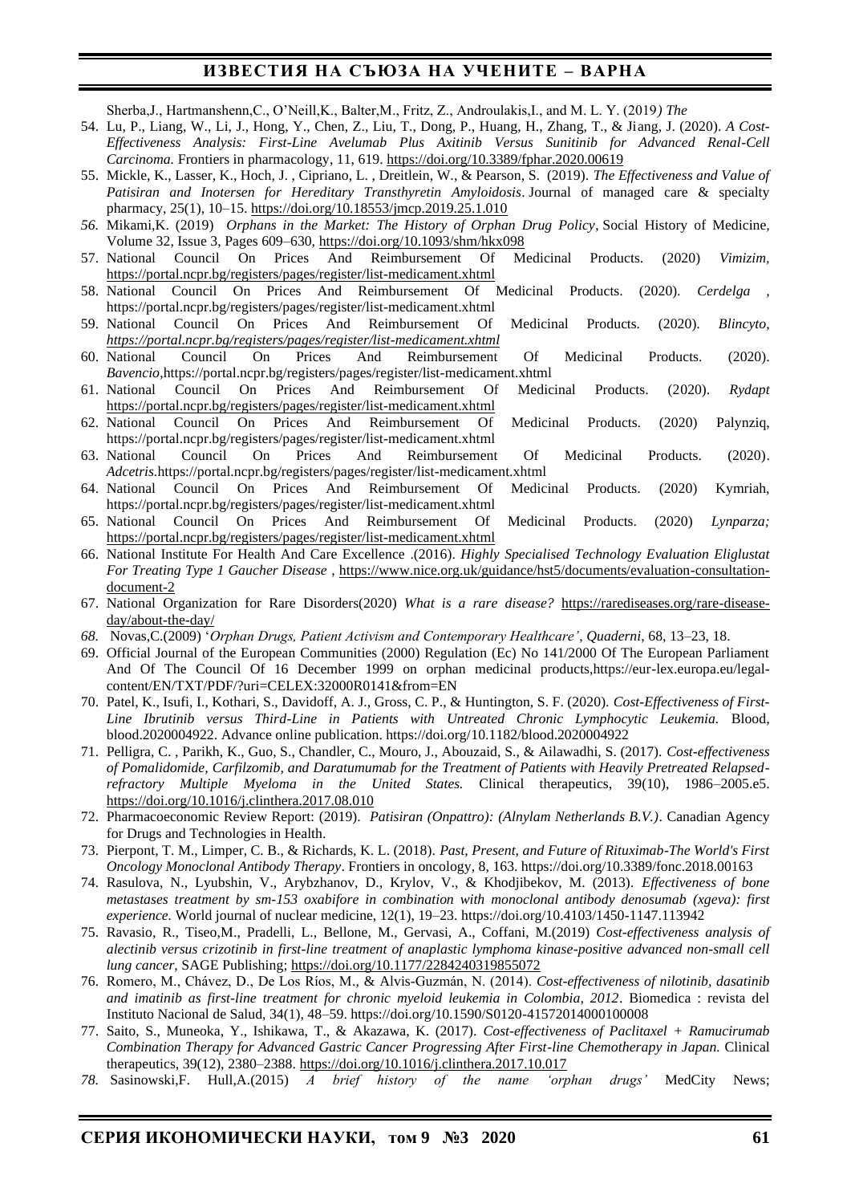Sherba,J., Hartmanshenn,C., O'Neill,K., Balter,M., Fritz, Z., Androulakis,I., and M. L. Y. (2019*) The*

54. Lu, P., Liang, W., Li, J., Hong, Y., Chen, Z., Liu, T., Dong, P., Huang, H., Zhang, T., & Jiang, J. (2020). *A Cost-Effectiveness Analysis: First-Line Avelumab Plus Axitinib Versus Sunitinib for Advanced Renal-Cell Carcinoma.* Frontiers in pharmacology, 11, 619. https://doi.org/10.3389/fphar.2020.00619
55. Mickle, K., Lasser, K., Hoch, J. , Cipriano, L. , Dreitlein, W., & Pearson, S. (2019). *The Effectiveness and Value of Patisiran and Inotersen for Hereditary Transthyretin Amyloidosis*. Journal of managed care & specialty pharmacy, 25(1), 10–15. https://doi.org/10.18553/jmcp.2019.25.1.010
56. Mikami,K. (2019) *Orphans in the Market: The History of Orphan Drug Policy*, Social History of Medicine, Volume 32, Issue 3, Pages 609–630, https://doi.org/10.1093/shm/hkx098
57. National Council On Prices And Reimbursement Of Medicinal Products. (2020) *Vimizim*, https://portal.ncpr.bg/registers/pages/register/list-medicament.xhtml
58. National Council On Prices And Reimbursement Of Medicinal Products. (2020). *Cerdelga* , https://portal.ncpr.bg/registers/pages/register/list-medicament.xhtml
59. National Council On Prices And Reimbursement Of Medicinal Products. (2020). *Blincyto, https://portal.ncpr.bg/registers/pages/register/list-medicament.xhtml*
60. National Council On Prices And Reimbursement Of Medicinal Products. (2020). *Bavencio*,https://portal.ncpr.bg/registers/pages/register/list-medicament.xhtml
61. National Council On Prices And Reimbursement Of Medicinal Products. (2020). *Rydapt* https://portal.ncpr.bg/registers/pages/register/list-medicament.xhtml
62. National Council On Prices And Reimbursement Of Medicinal Products. (2020) Palynziq, https://portal.ncpr.bg/registers/pages/register/list-medicament.xhtml
63. National Council On Prices And Reimbursement Of Medicinal Products. (2020). *Adcetris*.https://portal.ncpr.bg/registers/pages/register/list-medicament.xhtml
64. National Council On Prices And Reimbursement Of Medicinal Products. (2020) Kymriah, https://portal.ncpr.bg/registers/pages/register/list-medicament.xhtml
65. National Council On Prices And Reimbursement Of Medicinal Products. (2020) *Lynparza;* https://portal.ncpr.bg/registers/pages/register/list-medicament.xhtml
66. National Institute For Health And Care Excellence .(2016). *Highly Specialised Technology Evaluation Eliglustat For Treating Type 1 Gaucher Disease* , https://www.nice.org.uk/guidance/hst5/documents/evaluation-consultation-document-2
67. National Organization for Rare Disorders(2020) *What is a rare disease?* https://rarediseases.org/rare-disease-day/about-the-day/
68. Novas,C.(2009) '*Orphan Drugs, Patient Activism and Contemporary Healthcare'*, *Quaderni*, 68, 13–23, 18.
69. Official Journal of the European Communities (2000) Regulation (Ec) No 141/2000 Of The European Parliament And Of The Council Of 16 December 1999 on orphan medicinal products,https://eur-lex.europa.eu/legal-content/EN/TXT/PDF/?uri=CELEX:32000R0141&from=EN
70. Patel, K., Isufi, I., Kothari, S., Davidoff, A. J., Gross, C. P., & Huntington, S. F. (2020). *Cost-Effectiveness of First-Line Ibrutinib versus Third-Line in Patients with Untreated Chronic Lymphocytic Leukemia.* Blood, blood.2020004922. Advance online publication. https://doi.org/10.1182/blood.2020004922
71. Pelligra, C. , Parikh, K., Guo, S., Chandler, C., Mouro, J., Abouzaid, S., & Ailawadhi, S. (2017). *Cost-effectiveness of Pomalidomide, Carfilzomib, and Daratumumab for the Treatment of Patients with Heavily Pretreated Relapsed-refractory Multiple Myeloma in the United States.* Clinical therapeutics, 39(10), 1986–2005.e5. https://doi.org/10.1016/j.clinthera.2017.08.010
72. Pharmacoeconomic Review Report: (2019). *Patisiran (Onpattro): (Alnylam Netherlands B.V.)*. Canadian Agency for Drugs and Technologies in Health.
73. Pierpont, T. M., Limper, C. B., & Richards, K. L. (2018). *Past, Present, and Future of Rituximab-The World's First Oncology Monoclonal Antibody Therapy*. Frontiers in oncology, 8, 163. https://doi.org/10.3389/fonc.2018.00163
74. Rasulova, N., Lyubshin, V., Arybzhanov, D., Krylov, V., & Khodjibekov, M. (2013). *Effectiveness of bone metastases treatment by sm-153 oxabifore in combination with monoclonal antibody denosumab (xgeva): first experience.* World journal of nuclear medicine, 12(1), 19–23. https://doi.org/10.4103/1450-1147.113942
75. Ravasio, R., Tiseo,M., Pradelli, L., Bellone, M., Gervasi, A., Coffani, M.(2019) *Cost-effectiveness analysis of alectinib versus crizotinib in first-line treatment of anaplastic lymphoma kinase-positive advanced non-small cell lung cancer*, SAGE Publishing; https://doi.org/10.1177/2284240319855072
76. Romero, M., Chávez, D., De Los Ríos, M., & Alvis-Guzmán, N. (2014). *Cost-effectiveness of nilotinib, dasatinib and imatinib as first-line treatment for chronic myeloid leukemia in Colombia, 2012*. Biomedica : revista del Instituto Nacional de Salud, 34(1), 48–59. https://doi.org/10.1590/S0120-41572014000100008
77. Saito, S., Muneoka, Y., Ishikawa, T., & Akazawa, K. (2017). *Cost-effectiveness of Paclitaxel + Ramucirumab Combination Therapy for Advanced Gastric Cancer Progressing After First-line Chemotherapy in Japan.* Clinical therapeutics, 39(12), 2380–2388. https://doi.org/10.1016/j.clinthera.2017.10.017
78. Sasinowski,F. Hull,A.(2015) *A brief history of the name 'orphan drugs'* MedCity News;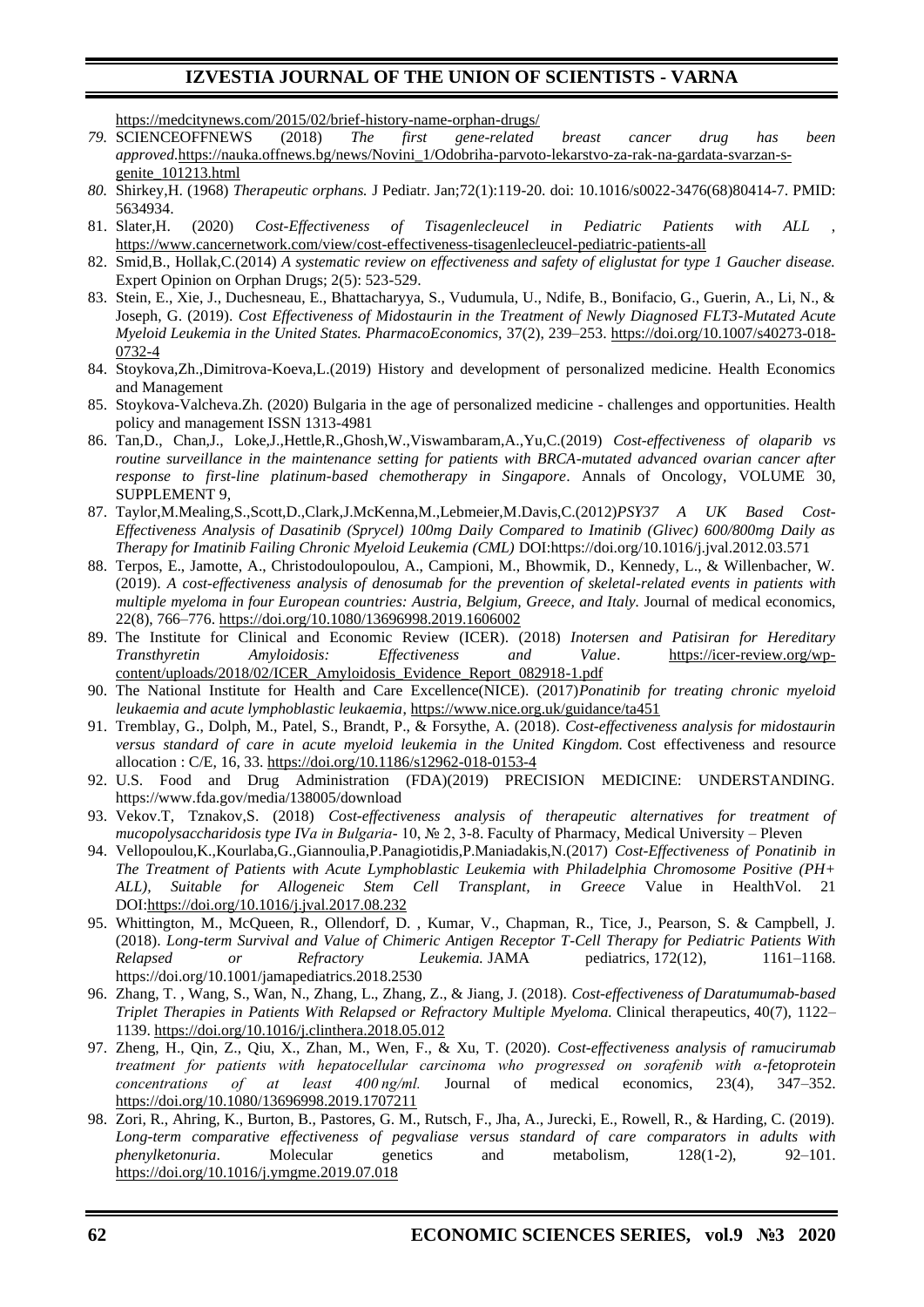https://medcitynews.com/2015/02/brief-history-name-orphan-drugs/

79. SCIENCEOFFNEWS (2018) *The first gene-related breast cancer drug has been approved.*https://nauka.offnews.bg/news/Novini_1/Odobriha-parvoto-lekarstvo-za-rak-na-gardata-svarzan-s-genite_101213.html
80. Shirkey,H. (1968) *Therapeutic orphans.* J Pediatr. Jan;72(1):119-20. doi: 10.1016/s0022-3476(68)80414-7. PMID: 5634934.
81. Slater,H. (2020) *Cost-Effectiveness of Tisagenlecleucel in Pediatric Patients with ALL* , https://www.cancernetwork.com/view/cost-effectiveness-tisagenlecleucel-pediatric-patients-all
82. Smid,B., Hollak,C.(2014) *A systematic review on effectiveness and safety of eliglustat for type 1 Gaucher disease.* Expert Opinion on Orphan Drugs; 2(5): 523-529.
83. Stein, E., Xie, J., Duchesneau, E., Bhattacharyya, S., Vudumula, U., Ndife, B., Bonifacio, G., Guerin, A., Li, N., & Joseph, G. (2019). *Cost Effectiveness of Midostaurin in the Treatment of Newly Diagnosed FLT3-Mutated Acute Myeloid Leukemia in the United States. PharmacoEconomics,* 37(2), 239–253. https://doi.org/10.1007/s40273-018-0732-4
84. Stoykova,Zh.,Dimitrova-Koeva,L.(2019) History and development of personalized medicine. Health Economics and Management
85. Stoykova-Valcheva.Zh. (2020) Bulgaria in the age of personalized medicine - challenges and opportunities. Health policy and management ISSN 1313-4981
86. Tan,D., Chan,J., Loke,J.,Hettle,R.,Ghosh,W.,Viswambaram,A.,Yu,C.(2019) *Cost-effectiveness of olaparib vs routine surveillance in the maintenance setting for patients with BRCA-mutated advanced ovarian cancer after response to first-line platinum-based chemotherapy in Singapore*. Annals of Oncology, VOLUME 30, SUPPLEMENT 9,
87. Taylor,M.Mealing,S.,Scott,D.,Clark,J.McKenna,M.,Lebmeier,M.Davis,C.(2012)*PSY37 A UK Based Cost-Effectiveness Analysis of Dasatinib (Sprycel) 100mg Daily Compared to Imatinib (Glivec) 600/800mg Daily as Therapy for Imatinib Failing Chronic Myeloid Leukemia (CML)* DOI:https://doi.org/10.1016/j.jval.2012.03.571
88. Terpos, E., Jamotte, A., Christodoulopoulou, A., Campioni, M., Bhowmik, D., Kennedy, L., & Willenbacher, W. (2019). *A cost-effectiveness analysis of denosumab for the prevention of skeletal-related events in patients with multiple myeloma in four European countries: Austria, Belgium, Greece, and Italy.* Journal of medical economics, 22(8), 766–776. https://doi.org/10.1080/13696998.2019.1606002
89. The Institute for Clinical and Economic Review (ICER). (2018) *Inotersen and Patisiran for Hereditary Transthyretin Amyloidosis: Effectiveness and Value*. https://icer-review.org/wp-content/uploads/2018/02/ICER_Amyloidosis_Evidence_Report_082918-1.pdf
90. The National Institute for Health and Care Excellence(NICE). (2017)*Ponatinib for treating chronic myeloid leukaemia and acute lymphoblastic leukaemia*, https://www.nice.org.uk/guidance/ta451
91. Tremblay, G., Dolph, M., Patel, S., Brandt, P., & Forsythe, A. (2018). *Cost-effectiveness analysis for midostaurin versus standard of care in acute myeloid leukemia in the United Kingdom.* Cost effectiveness and resource allocation : C/E, 16, 33. https://doi.org/10.1186/s12962-018-0153-4
92. U.S. Food and Drug Administration (FDA)(2019) PRECISION MEDICINE: UNDERSTANDING. https://www.fda.gov/media/138005/download
93. Vekov.T, Tznakov,S. (2018) *Cost-effectiveness analysis of therapeutic alternatives for treatment of mucopolysaccharidosis type IVa in Bulgaria*- 10, № 2, 3-8. Faculty of Pharmacy, Medical University – Pleven
94. Vellopoulou,K.,Kourlaba,G.,Giannoulia,P.Panagiotidis,P.Maniadakis,N.(2017) *Cost-Effectiveness of Ponatinib in The Treatment of Patients with Acute Lymphoblastic Leukemia with Philadelphia Chromosome Positive (PH+ ALL), Suitable for Allogeneic Stem Cell Transplant, in Greece* Value in HealthVol. 21 DOI:https://doi.org/10.1016/j.jval.2017.08.232
95. Whittington, M., McQueen, R., Ollendorf, D. , Kumar, V., Chapman, R., Tice, J., Pearson, S. & Campbell, J. (2018). *Long-term Survival and Value of Chimeric Antigen Receptor T-Cell Therapy for Pediatric Patients With Relapsed or Refractory Leukemia.* JAMA pediatrics, 172(12), 1161–1168. https://doi.org/10.1001/jamapediatrics.2018.2530
96. Zhang, T. , Wang, S., Wan, N., Zhang, L., Zhang, Z., & Jiang, J. (2018). *Cost-effectiveness of Daratumumab-based Triplet Therapies in Patients With Relapsed or Refractory Multiple Myeloma.* Clinical therapeutics, 40(7), 1122–1139. https://doi.org/10.1016/j.clinthera.2018.05.012
97. Zheng, H., Qin, Z., Qiu, X., Zhan, M., Wen, F., & Xu, T. (2020). *Cost-effectiveness analysis of ramucirumab treatment for patients with hepatocellular carcinoma who progressed on sorafenib with α-fetoprotein concentrations of at least 400 ng/ml.* Journal of medical economics, 23(4), 347–352. https://doi.org/10.1080/13696998.2019.1707211
98. Zori, R., Ahring, K., Burton, B., Pastores, G. M., Rutsch, F., Jha, A., Jurecki, E., Rowell, R., & Harding, C. (2019). *Long-term comparative effectiveness of pegvaliase versus standard of care comparators in adults with phenylketonuria*. Molecular genetics and metabolism, 128(1-2), 92–101. https://doi.org/10.1016/j.ymgme.2019.07.018